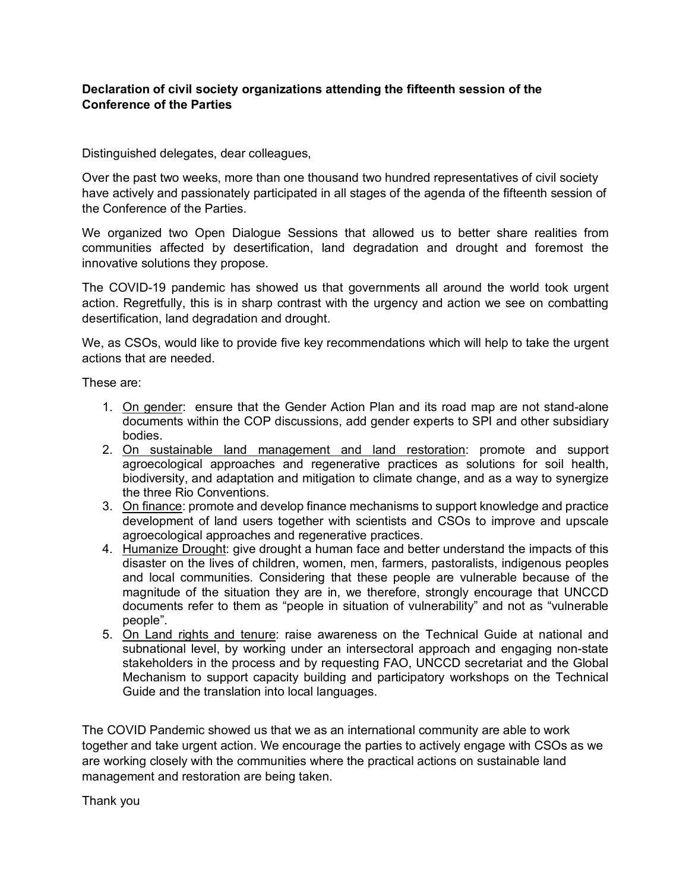**Declaration of civil society organizations attending the fifteenth session of the Conference of the Parties**

Distinguished delegates, dear colleagues,

Over the past two weeks, more than one thousand two hundred representatives of civil society have actively and passionately participated in all stages of the agenda of the fifteenth session of the Conference of the Parties.

We organized two Open Dialogue Sessions that allowed us to better share realities from communities affected by desertification, land degradation and drought and foremost the innovative solutions they propose.

The COVID-19 pandemic has showed us that governments all around the world took urgent action. Regretfully, this is in sharp contrast with the urgency and action we see on combatting desertification, land degradation and drought.

We, as CSOs, would like to provide five key recommendations which will help to take the urgent actions that are needed.

These are:

1. <u>On gender</u>: ensure that the Gender Action Plan and its road map are not stand-alone documents within the COP discussions, add gender experts to SPI and other subsidiary bodies.
2. <u>On sustainable land management and land restoration</u>: promote and support agroecological approaches and regenerative practices as solutions for soil health, biodiversity, and adaptation and mitigation to climate change, and as a way to synergize the three Rio Conventions.
3. <u>On finance</u>: promote and develop finance mechanisms to support knowledge and practice development of land users together with scientists and CSOs to improve and upscale agroecological approaches and regenerative practices.
4. <u>Humanize Drought</u>: give drought a human face and better understand the impacts of this disaster on the lives of children, women, men, farmers, pastoralists, indigenous peoples and local communities. Considering that these people are vulnerable because of the magnitude of the situation they are in, we therefore, strongly encourage that UNCCD documents refer to them as "people in situation of vulnerability" and not as "vulnerable people".
5. <u>On Land rights and tenure</u>: raise awareness on the Technical Guide at national and subnational level, by working under an intersectoral approach and engaging non-state stakeholders in the process and by requesting FAO, UNCCD secretariat and the Global Mechanism to support capacity building and participatory workshops on the Technical Guide and the translation into local languages.

The COVID Pandemic showed us that we as an international community are able to work together and take urgent action. We encourage the parties to actively engage with CSOs as we are working closely with the communities where the practical actions on sustainable land management and restoration are being taken.

Thank you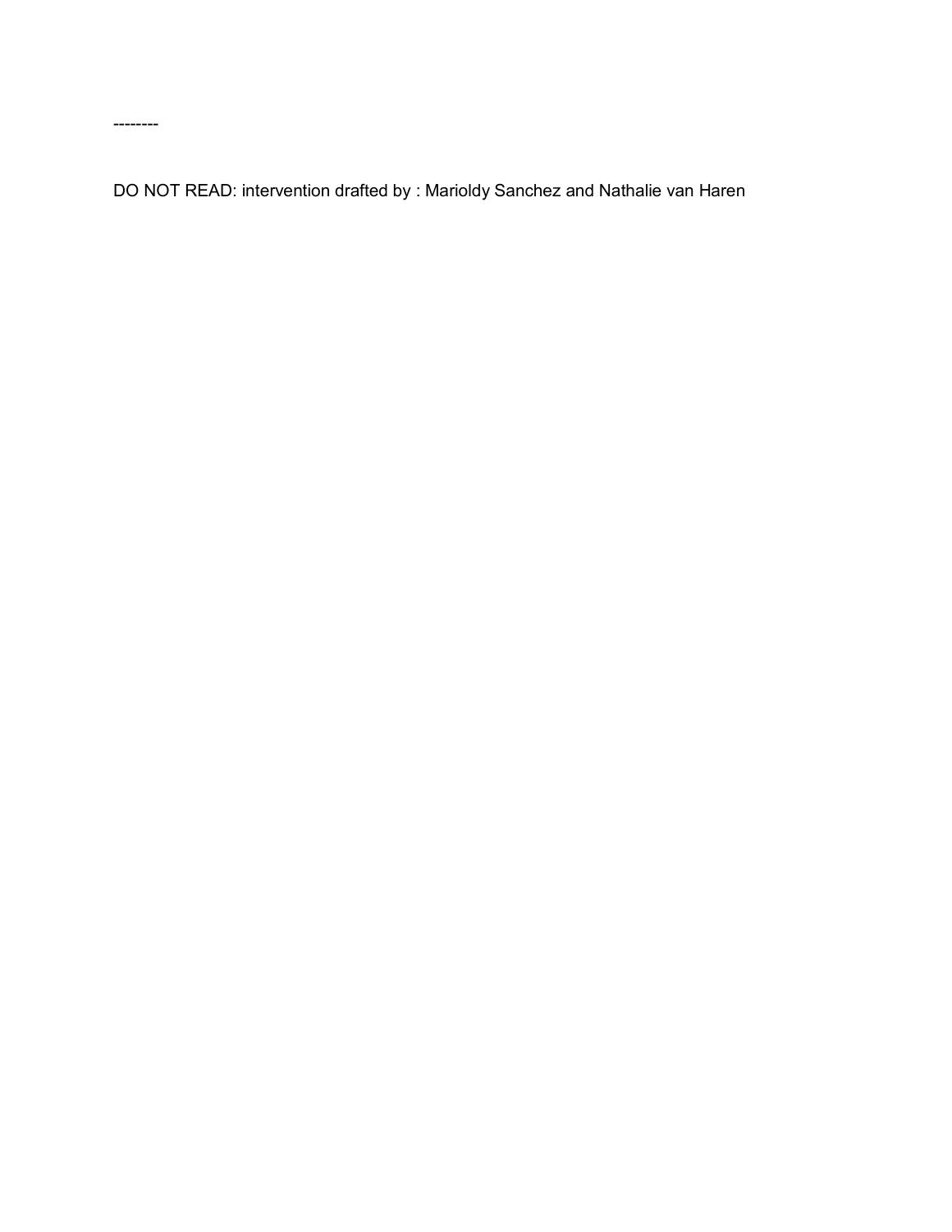--------

DO NOT READ: intervention drafted by : Marioldy Sanchez and Nathalie van Haren